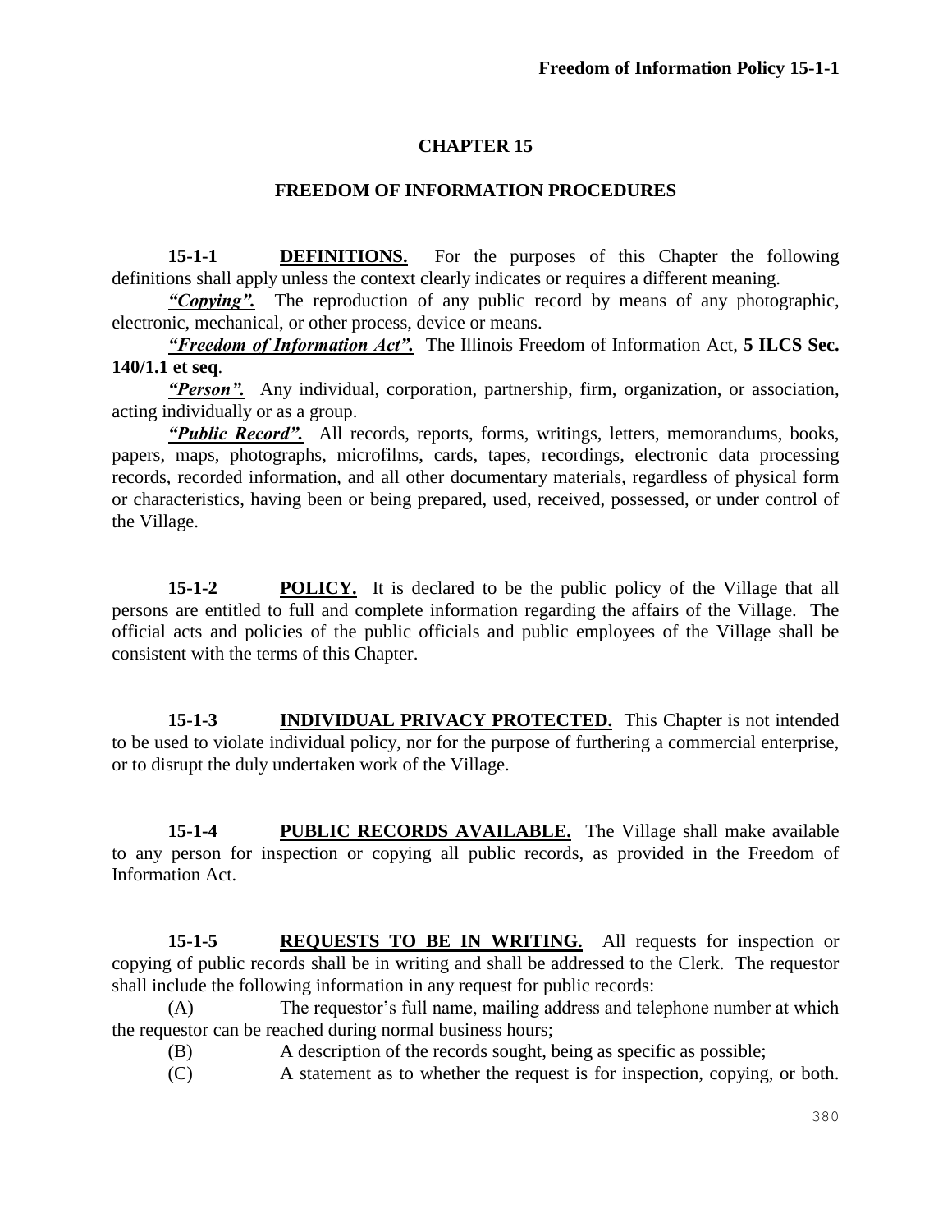# CHAPTER 15

## FREEDOM OF INFORMATION PROCEDURES

**15-1-1** **DEFINITIONS.** For the purposes of this Chapter the following definitions shall apply unless the context clearly indicates or requires a different meaning.

***"Copying".*** The reproduction of any public record by means of any photographic, electronic, mechanical, or other process, device or means.

***"Freedom of Information Act".*** The Illinois Freedom of Information Act, **5 ILCS Sec. 140/1.1 et seq**.

***"Person".*** Any individual, corporation, partnership, firm, organization, or association, acting individually or as a group.

***"Public Record".*** All records, reports, forms, writings, letters, memorandums, books, papers, maps, photographs, microfilms, cards, tapes, recordings, electronic data processing records, recorded information, and all other documentary materials, regardless of physical form or characteristics, having been or being prepared, used, received, possessed, or under control of the Village.

**15-1-2** **POLICY.** It is declared to be the public policy of the Village that all persons are entitled to full and complete information regarding the affairs of the Village. The official acts and policies of the public officials and public employees of the Village shall be consistent with the terms of this Chapter.

**15-1-3** **INDIVIDUAL PRIVACY PROTECTED.** This Chapter is not intended to be used to violate individual policy, nor for the purpose of furthering a commercial enterprise, or to disrupt the duly undertaken work of the Village.

**15-1-4** **PUBLIC RECORDS AVAILABLE.** The Village shall make available to any person for inspection or copying all public records, as provided in the Freedom of Information Act.

**15-1-5** **REQUESTS TO BE IN WRITING.** All requests for inspection or copying of public records shall be in writing and shall be addressed to the Clerk. The requestor shall include the following information in any request for public records:

(A) The requestor's full name, mailing address and telephone number at which the requestor can be reached during normal business hours;

(B) A description of the records sought, being as specific as possible;

(C) A statement as to whether the request is for inspection, copying, or both.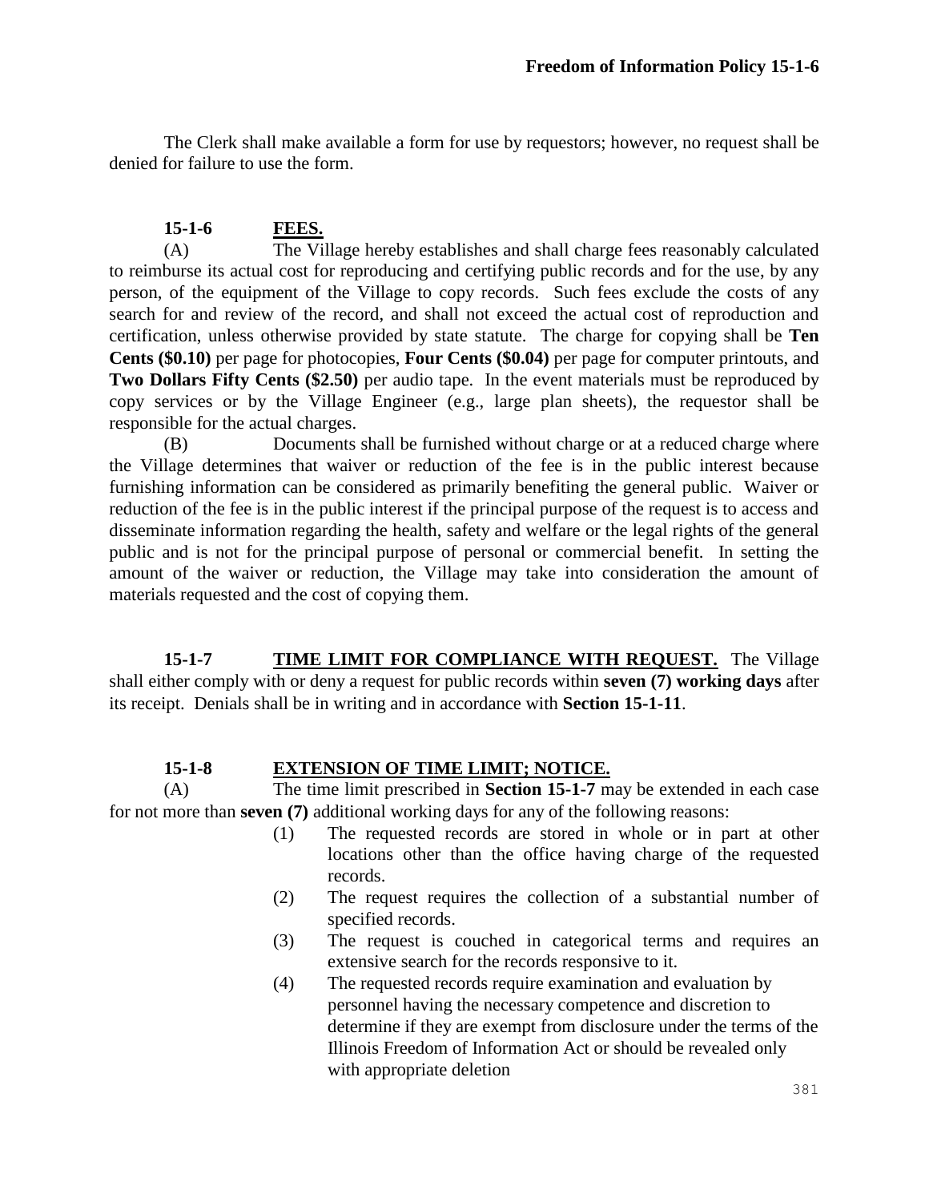The Clerk shall make available a form for use by requestors; however, no request shall be denied for failure to use the form.

**15-1-6 FEES.**

(A) The Village hereby establishes and shall charge fees reasonably calculated to reimburse its actual cost for reproducing and certifying public records and for the use, by any person, of the equipment of the Village to copy records. Such fees exclude the costs of any search for and review of the record, and shall not exceed the actual cost of reproduction and certification, unless otherwise provided by state statute. The charge for copying shall be **Ten Cents ($0.10)** per page for photocopies, **Four Cents ($0.04)** per page for computer printouts, and **Two Dollars Fifty Cents ($2.50)** per audio tape. In the event materials must be reproduced by copy services or by the Village Engineer (e.g., large plan sheets), the requestor shall be responsible for the actual charges.

(B) Documents shall be furnished without charge or at a reduced charge where the Village determines that waiver or reduction of the fee is in the public interest because furnishing information can be considered as primarily benefiting the general public. Waiver or reduction of the fee is in the public interest if the principal purpose of the request is to access and disseminate information regarding the health, safety and welfare or the legal rights of the general public and is not for the principal purpose of personal or commercial benefit. In setting the amount of the waiver or reduction, the Village may take into consideration the amount of materials requested and the cost of copying them.

**15-1-7 TIME LIMIT FOR COMPLIANCE WITH REQUEST.** The Village shall either comply with or deny a request for public records within **seven (7) working days** after its receipt. Denials shall be in writing and in accordance with **Section 15-1-11**.

**15-1-8 EXTENSION OF TIME LIMIT; NOTICE.**

(A) The time limit prescribed in **Section 15-1-7** may be extended in each case for not more than **seven (7)** additional working days for any of the following reasons:

(1) The requested records are stored in whole or in part at other locations other than the office having charge of the requested records.

(2) The request requires the collection of a substantial number of specified records.

(3) The request is couched in categorical terms and requires an extensive search for the records responsive to it.

(4) The requested records require examination and evaluation by personnel having the necessary competence and discretion to determine if they are exempt from disclosure under the terms of the Illinois Freedom of Information Act or should be revealed only with appropriate deletion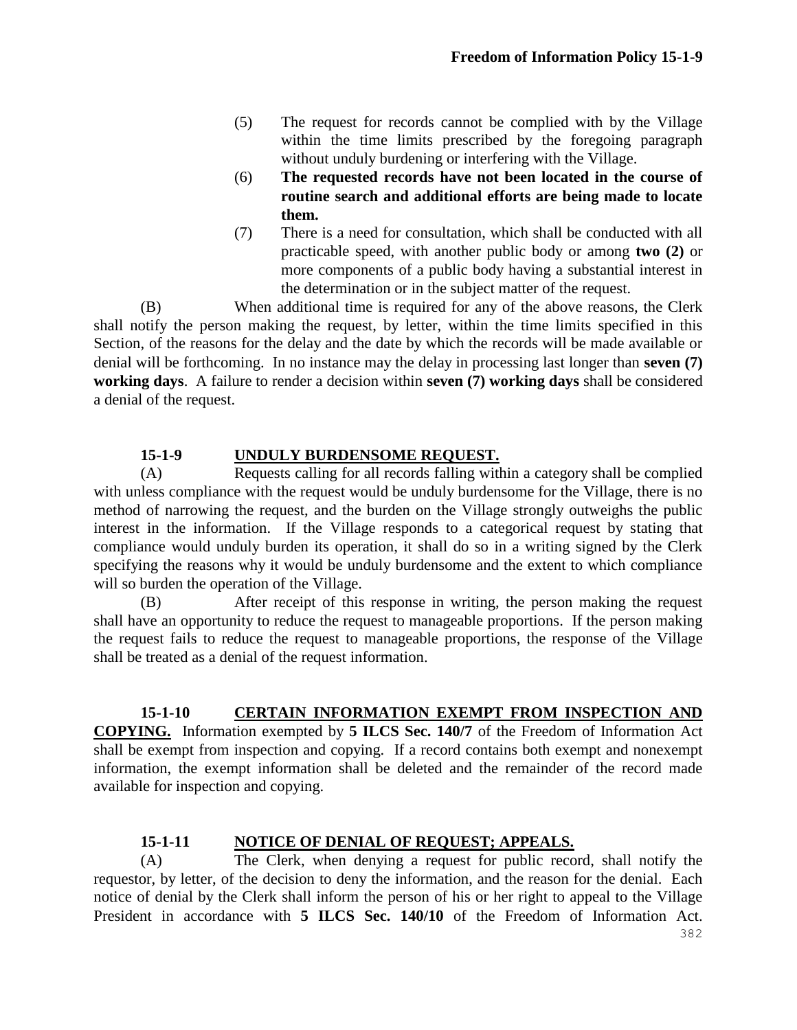(5) The request for records cannot be complied with by the Village within the time limits prescribed by the foregoing paragraph without unduly burdening or interfering with the Village.

(6) **The requested records have not been located in the course of routine search and additional efforts are being made to locate them.**

(7) There is a need for consultation, which shall be conducted with all practicable speed, with another public body or among **two (2)** or more components of a public body having a substantial interest in the determination or in the subject matter of the request.

(B) When additional time is required for any of the above reasons, the Clerk shall notify the person making the request, by letter, within the time limits specified in this Section, of the reasons for the delay and the date by which the records will be made available or denial will be forthcoming. In no instance may the delay in processing last longer than **seven (7) working days**. A failure to render a decision within **seven (7) working days** shall be considered a denial of the request.

**15-1-9 UNDULY BURDENSOME REQUEST.**

(A) Requests calling for all records falling within a category shall be complied with unless compliance with the request would be unduly burdensome for the Village, there is no method of narrowing the request, and the burden on the Village strongly outweighs the public interest in the information. If the Village responds to a categorical request by stating that compliance would unduly burden its operation, it shall do so in a writing signed by the Clerk specifying the reasons why it would be unduly burdensome and the extent to which compliance will so burden the operation of the Village.

(B) After receipt of this response in writing, the person making the request shall have an opportunity to reduce the request to manageable proportions. If the person making the request fails to reduce the request to manageable proportions, the response of the Village shall be treated as a denial of the request information.

**15-1-10 CERTAIN INFORMATION EXEMPT FROM INSPECTION AND COPYING.** Information exempted by **5 ILCS Sec. 140/7** of the Freedom of Information Act shall be exempt from inspection and copying. If a record contains both exempt and nonexempt information, the exempt information shall be deleted and the remainder of the record made available for inspection and copying.

**15-1-11 NOTICE OF DENIAL OF REQUEST; APPEALS.**

(A) The Clerk, when denying a request for public record, shall notify the requestor, by letter, of the decision to deny the information, and the reason for the denial. Each notice of denial by the Clerk shall inform the person of his or her right to appeal to the Village President in accordance with **5 ILCS Sec. 140/10** of the Freedom of Information Act.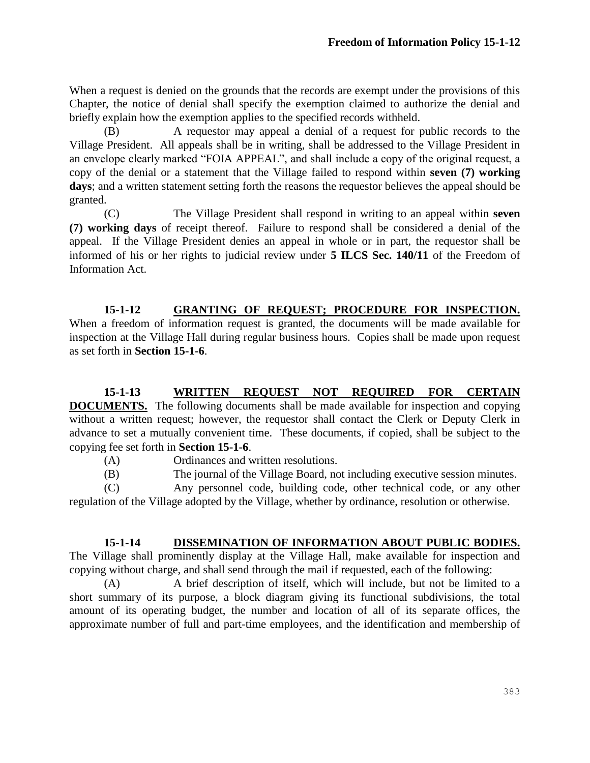When a request is denied on the grounds that the records are exempt under the provisions of this Chapter, the notice of denial shall specify the exemption claimed to authorize the denial and briefly explain how the exemption applies to the specified records withheld.

(B) A requestor may appeal a denial of a request for public records to the Village President. All appeals shall be in writing, shall be addressed to the Village President in an envelope clearly marked "FOIA APPEAL", and shall include a copy of the original request, a copy of the denial or a statement that the Village failed to respond within **seven (7) working days**; and a written statement setting forth the reasons the requestor believes the appeal should be granted.

(C) The Village President shall respond in writing to an appeal within **seven (7) working days** of receipt thereof. Failure to respond shall be considered a denial of the appeal. If the Village President denies an appeal in whole or in part, the requestor shall be informed of his or her rights to judicial review under **5 ILCS Sec. 140/11** of the Freedom of Information Act.

**15-1-12 GRANTING OF REQUEST; PROCEDURE FOR INSPECTION.** When a freedom of information request is granted, the documents will be made available for inspection at the Village Hall during regular business hours. Copies shall be made upon request as set forth in **Section 15-1-6**.

**15-1-13 WRITTEN REQUEST NOT REQUIRED FOR CERTAIN DOCUMENTS.** The following documents shall be made available for inspection and copying without a written request; however, the requestor shall contact the Clerk or Deputy Clerk in advance to set a mutually convenient time. These documents, if copied, shall be subject to the copying fee set forth in **Section 15-1-6**.

(A) Ordinances and written resolutions.

(B) The journal of the Village Board, not including executive session minutes.

(C) Any personnel code, building code, other technical code, or any other regulation of the Village adopted by the Village, whether by ordinance, resolution or otherwise.

**15-1-14 DISSEMINATION OF INFORMATION ABOUT PUBLIC BODIES.** The Village shall prominently display at the Village Hall, make available for inspection and copying without charge, and shall send through the mail if requested, each of the following:

(A) A brief description of itself, which will include, but not be limited to a short summary of its purpose, a block diagram giving its functional subdivisions, the total amount of its operating budget, the number and location of all of its separate offices, the approximate number of full and part-time employees, and the identification and membership of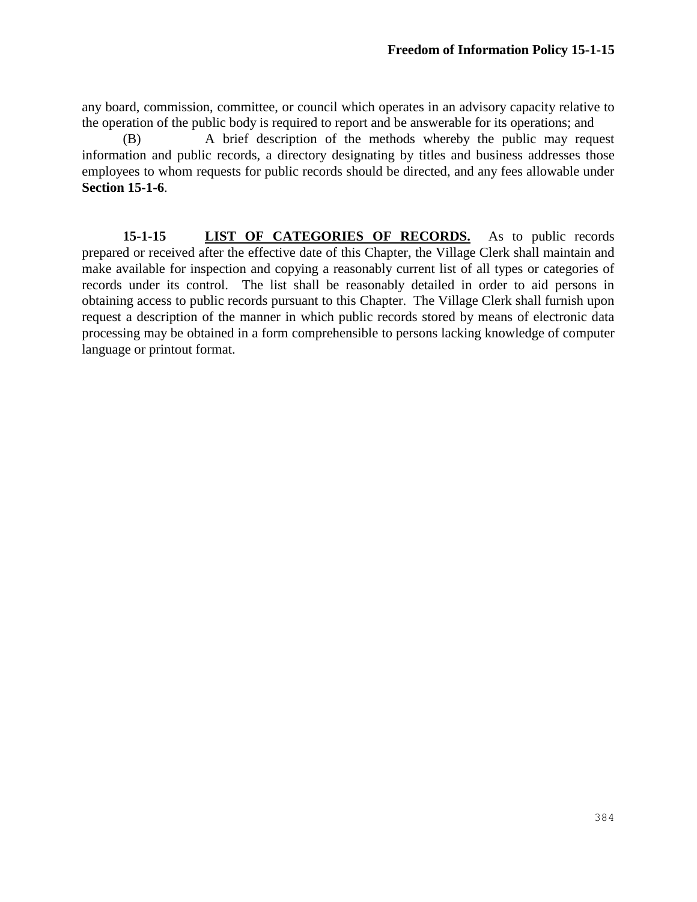any board, commission, committee, or council which operates in an advisory capacity relative to the operation of the public body is required to report and be answerable for its operations; and

(B) A brief description of the methods whereby the public may request information and public records, a directory designating by titles and business addresses those employees to whom requests for public records should be directed, and any fees allowable under **Section 15-1-6**.

**15-1-15** **<u>LIST OF CATEGORIES OF RECORDS.</u>** As to public records prepared or received after the effective date of this Chapter, the Village Clerk shall maintain and make available for inspection and copying a reasonably current list of all types or categories of records under its control. The list shall be reasonably detailed in order to aid persons in obtaining access to public records pursuant to this Chapter. The Village Clerk shall furnish upon request a description of the manner in which public records stored by means of electronic data processing may be obtained in a form comprehensible to persons lacking knowledge of computer language or printout format.